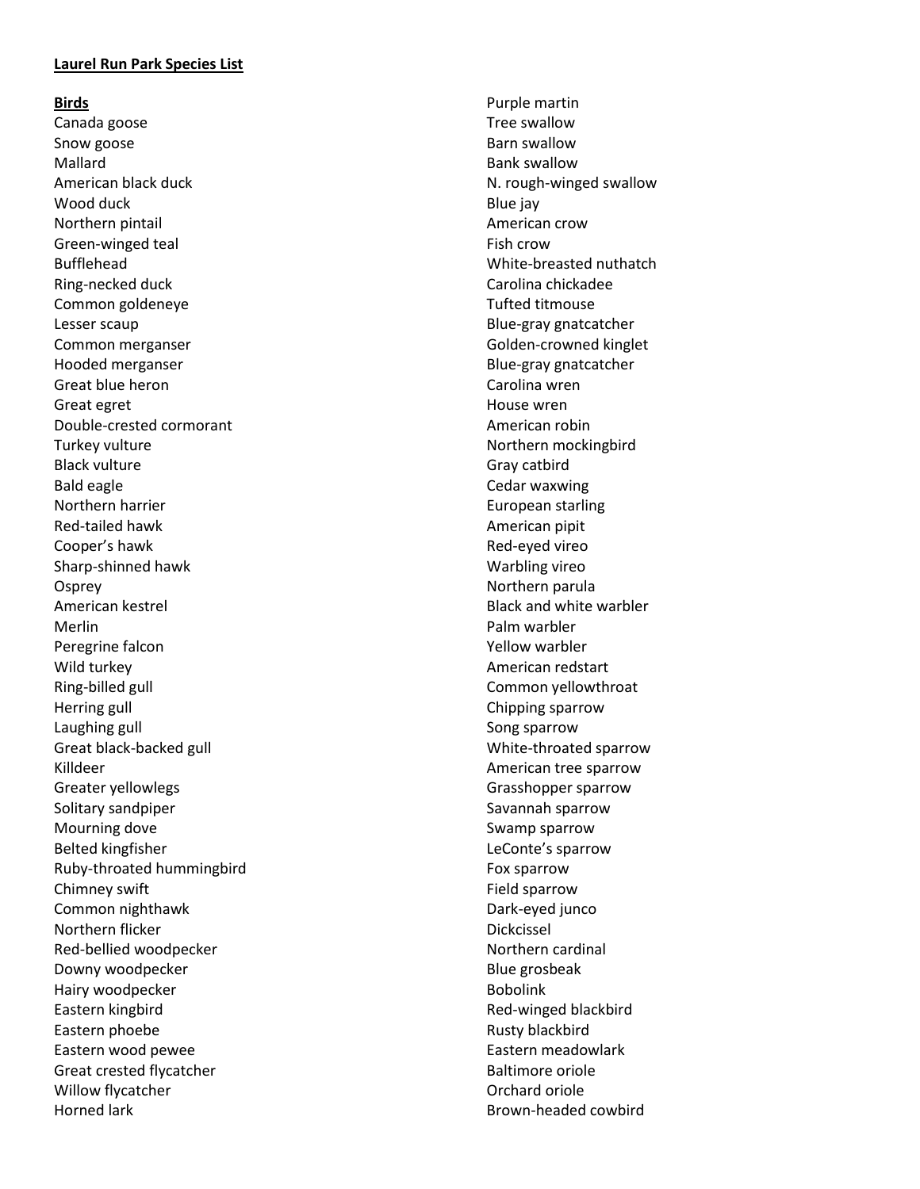**Laurel Run Park Species List**

**Birds**

Canada goose
Snow goose
Mallard
American black duck
Wood duck
Northern pintail
Green-winged teal
Bufflehead
Ring-necked duck
Common goldeneye
Lesser scaup
Common merganser
Hooded merganser
Great blue heron
Great egret
Double-crested cormorant
Turkey vulture
Black vulture
Bald eagle
Northern harrier
Red-tailed hawk
Cooper's hawk
Sharp-shinned hawk
Osprey
American kestrel
Merlin
Peregrine falcon
Wild turkey
Ring-billed gull
Herring gull
Laughing gull
Great black-backed gull
Killdeer
Greater yellowlegs
Solitary sandpiper
Mourning dove
Belted kingfisher
Ruby-throated hummingbird
Chimney swift
Common nighthawk
Northern flicker
Red-bellied woodpecker
Downy woodpecker
Hairy woodpecker
Eastern kingbird
Eastern phoebe
Eastern wood pewee
Great crested flycatcher
Willow flycatcher
Horned lark
Purple martin
Tree swallow
Barn swallow
Bank swallow
N. rough-winged swallow
Blue jay
American crow
Fish crow
White-breasted nuthatch
Carolina chickadee
Tufted titmouse
Blue-gray gnatcatcher
Golden-crowned kinglet
Blue-gray gnatcatcher
Carolina wren
House wren
American robin
Northern mockingbird
Gray catbird
Cedar waxwing
European starling
American pipit
Red-eyed vireo
Warbling vireo
Northern parula
Black and white warbler
Palm warbler
Yellow warbler
American redstart
Common yellowthroat
Chipping sparrow
Song sparrow
White-throated sparrow
American tree sparrow
Grasshopper sparrow
Savannah sparrow
Swamp sparrow
LeConte's sparrow
Fox sparrow
Field sparrow
Dark-eyed junco
Dickcissel
Northern cardinal
Blue grosbeak
Bobolink
Red-winged blackbird
Rusty blackbird
Eastern meadowlark
Baltimore oriole
Orchard oriole
Brown-headed cowbird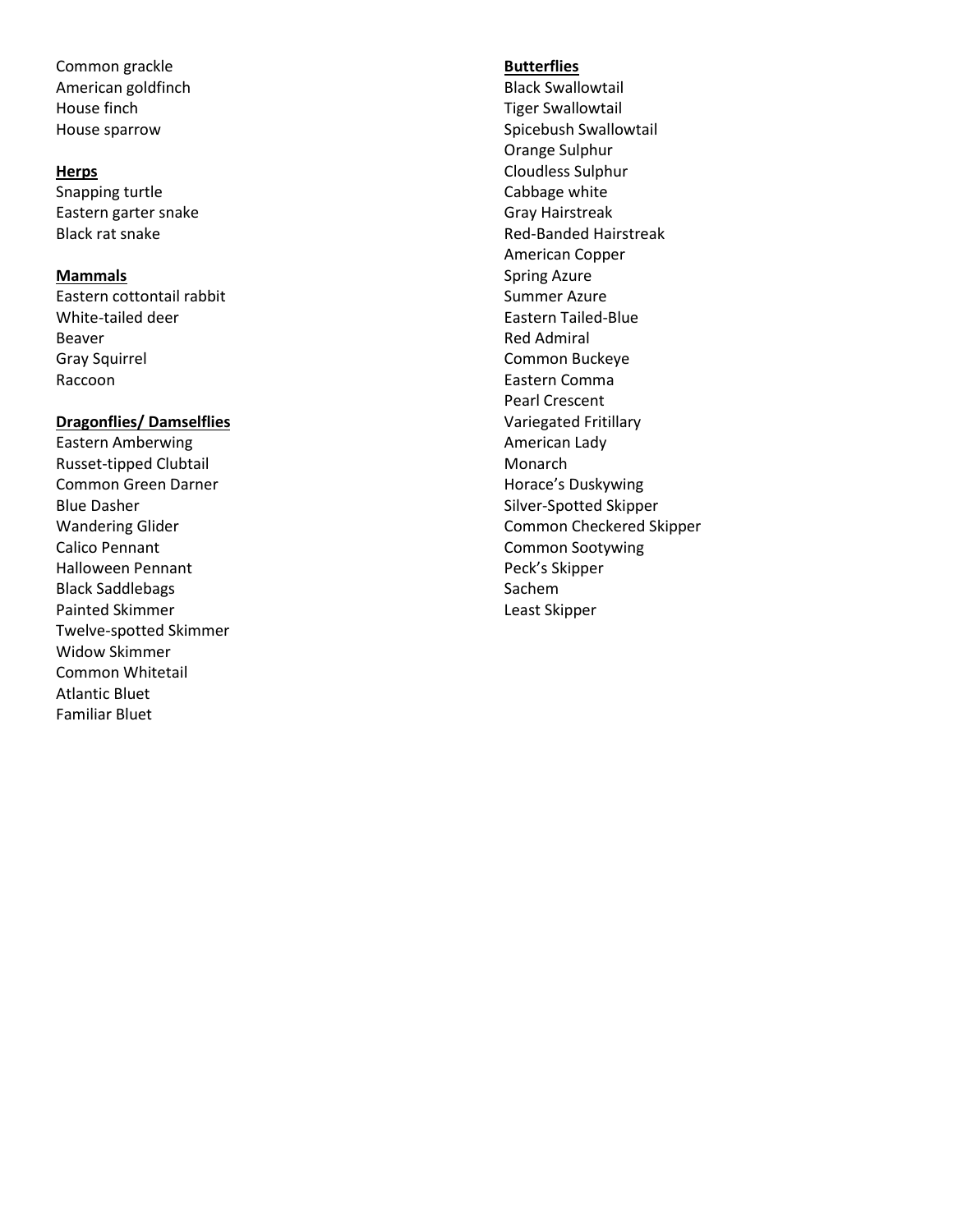Common grackle
American goldfinch
House finch
House sparrow

**Herps**

Snapping turtle
Eastern garter snake
Black rat snake

**Mammals**

Eastern cottontail rabbit
White-tailed deer
Beaver
Gray Squirrel
Raccoon

**Dragonflies/ Damselflies**

Eastern Amberwing
Russet-tipped Clubtail
Common Green Darner
Blue Dasher
Wandering Glider
Calico Pennant
Halloween Pennant
Black Saddlebags
Painted Skimmer
Twelve-spotted Skimmer
Widow Skimmer
Common Whitetail
Atlantic Bluet
Familiar Bluet

**Butterflies**

Black Swallowtail
Tiger Swallowtail
Spicebush Swallowtail
Orange Sulphur
Cloudless Sulphur
Cabbage white
Gray Hairstreak
Red-Banded Hairstreak
American Copper
Spring Azure
Summer Azure
Eastern Tailed-Blue
Red Admiral
Common Buckeye
Eastern Comma
Pearl Crescent
Variegated Fritillary
American Lady
Monarch
Horace's Duskywing
Silver-Spotted Skipper
Common Checkered Skipper
Common Sootywing
Peck's Skipper
Sachem
Least Skipper